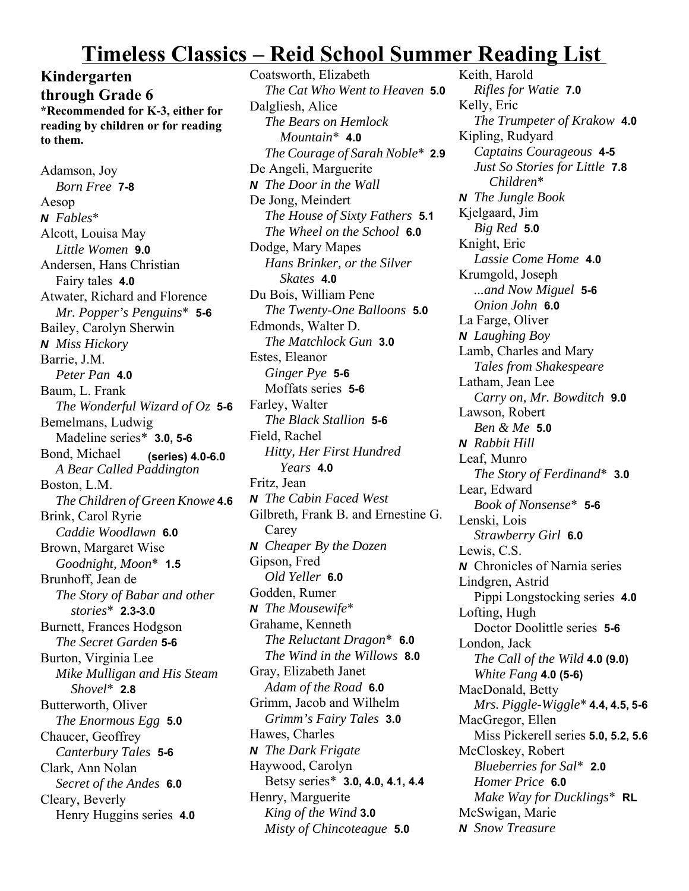# Timeless Classics – Reid School Summer Reading List

**Kindergarten through Grade 6**

**\*Recommended for K-3, either for reading by children or for reading to them.**

Adamson, Joy
*Born Free* **7-8**

Aesop
***N*** *Fables*\*

Alcott, Louisa May
*Little Women* **9.0**

Andersen, Hans Christian
Fairy tales **4.0**

Atwater, Richard and Florence
*Mr. Popper's Penguins*\* **5-6**

Bailey, Carolyn Sherwin
***N*** *Miss Hickory*

Barrie, J.M.
*Peter Pan* **4.0**

Baum, L. Frank
*The Wonderful Wizard of Oz* **5-6**

Bemelmans, Ludwig
Madeline series\* **3.0, 5-6**

Bond, Michael **(series) 4.0-6.0**
*A Bear Called Paddington*

Boston, L.M.
*The Children of Green Knowe* **4.6**

Brink, Carol Ryrie
*Caddie Woodlawn* **6.0**

Brown, Margaret Wise
*Goodnight, Moon*\* **1.5**

Brunhoff, Jean de
*The Story of Babar and other stories*\* **2.3-3.0**

Burnett, Frances Hodgson
*The Secret Garden* **5-6**

Burton, Virginia Lee
*Mike Mulligan and His Steam Shovel*\* **2.8**

Butterworth, Oliver
*The Enormous Egg* **5.0**

Chaucer, Geoffrey
*Canterbury Tales* **5-6**

Clark, Ann Nolan
*Secret of the Andes* **6.0**

Cleary, Beverly
Henry Huggins series **4.0**

Coatsworth, Elizabeth
*The Cat Who Went to Heaven* **5.0**

Dalgliesh, Alice
*The Bears on Hemlock Mountain*\* **4.0**
*The Courage of Sarah Noble*\* **2.9**

De Angeli, Marguerite
***N*** *The Door in the Wall*

De Jong, Meindert
*The House of Sixty Fathers* **5.1**
*The Wheel on the School* **6.0**

Dodge, Mary Mapes
*Hans Brinker, or the Silver Skates* **4.0**

Du Bois, William Pene
*The Twenty-One Balloons* **5.0**

Edmonds, Walter D.
*The Matchlock Gun* **3.0**

Estes, Eleanor
*Ginger Pye* **5-6**
Moffats series **5-6**

Farley, Walter
*The Black Stallion* **5-6**

Field, Rachel
*Hitty, Her First Hundred Years* **4.0**

Fritz, Jean
***N*** *The Cabin Faced West*

Gilbreth, Frank B. and Ernestine G. Carey
***N*** *Cheaper By the Dozen*

Gipson, Fred
*Old Yeller* **6.0**

Godden, Rumer
***N*** *The Mousewife*\*

Grahame, Kenneth
*The Reluctant Dragon*\* **6.0**
*The Wind in the Willows* **8.0**

Gray, Elizabeth Janet
*Adam of the Road* **6.0**

Grimm, Jacob and Wilhelm
*Grimm's Fairy Tales* **3.0**

Hawes, Charles
***N*** *The Dark Frigate*

Haywood, Carolyn
Betsy series\* **3.0, 4.0, 4.1, 4.4**

Henry, Marguerite
*King of the Wind* **3.0**
*Misty of Chincoteague* **5.0**

Keith, Harold
*Rifles for Watie* **7.0**

Kelly, Eric
*The Trumpeter of Krakow* **4.0**

Kipling, Rudyard
*Captains Courageous* **4-5**
*Just So Stories for Little Children*\* **7.8**
***N*** *The Jungle Book*

Kjelgaard, Jim
*Big Red* **5.0**

Knight, Eric
*Lassie Come Home* **4.0**

Krumgold, Joseph
*...and Now Miguel* **5-6**
*Onion John* **6.0**

La Farge, Oliver
***N*** *Laughing Boy*

Lamb, Charles and Mary
*Tales from Shakespeare*

Latham, Jean Lee
*Carry on, Mr. Bowditch* **9.0**

Lawson, Robert
*Ben & Me* **5.0**
***N*** *Rabbit Hill*

Leaf, Munro
*The Story of Ferdinand*\* **3.0**

Lear, Edward
*Book of Nonsense*\* **5-6**

Lenski, Lois
*Strawberry Girl* **6.0**

Lewis, C.S.
***N*** Chronicles of Narnia series

Lindgren, Astrid
Pippi Longstocking series **4.0**

Lofting, Hugh
Doctor Doolittle series **5-6**

London, Jack
*The Call of the Wild* **4.0 (9.0)**
*White Fang* **4.0 (5-6)**

MacDonald, Betty
*Mrs. Piggle-Wiggle*\* **4.4, 4.5, 5-6**

MacGregor, Ellen
Miss Pickerell series **5.0, 5.2, 5.6**

McCloskey, Robert
*Blueberries for Sal*\* **2.0**
*Homer Price* **6.0**
*Make Way for Ducklings*\* **RL**

McSwigan, Marie
***N*** *Snow Treasure*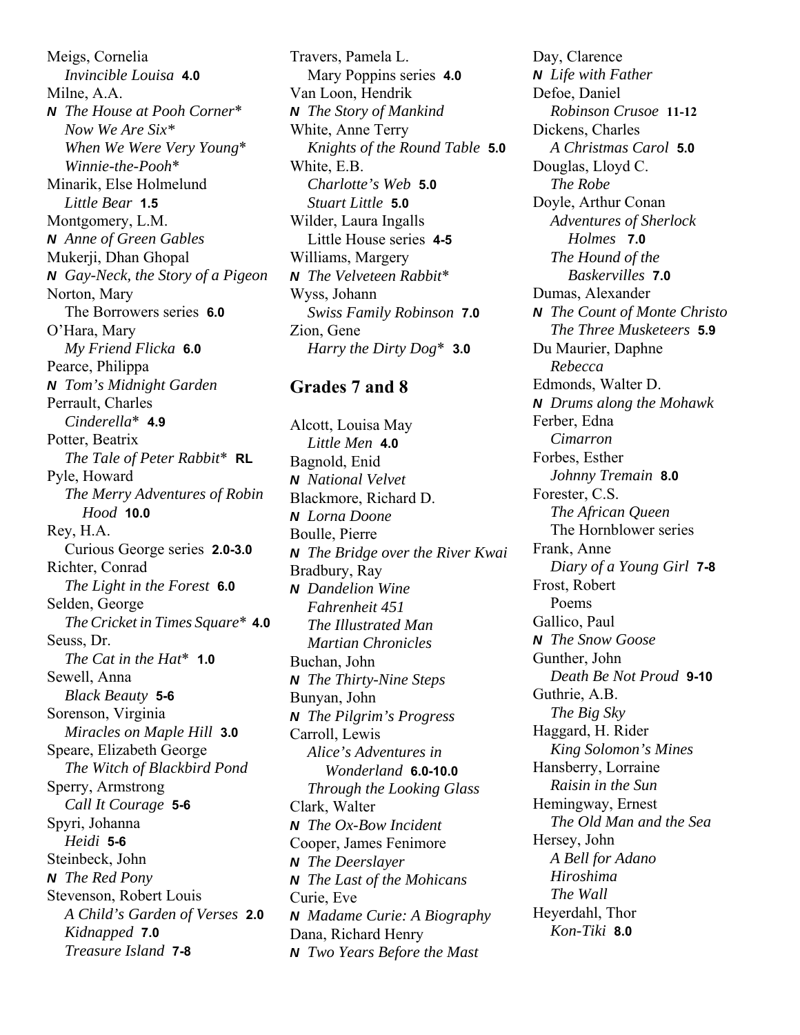Meigs, Cornelia
  *Invincible Louisa* **4.0**
Milne, A.A.
***N*** *The House at Pooh Corner**
  *Now We Are Six**
  *When We Were Very Young**
  *Winnie-the-Pooh**
Minarik, Else Holmelund
  *Little Bear* **1.5**
Montgomery, L.M.
***N*** *Anne of Green Gables*
Mukerji, Dhan Ghopal
***N*** *Gay-Neck, the Story of a Pigeon*
Norton, Mary
  The Borrowers series **6.0**
O'Hara, Mary
  *My Friend Flicka* **6.0**
Pearce, Philippa
***N*** *Tom's Midnight Garden*
Perrault, Charles
  *Cinderella** **4.9**
Potter, Beatrix
  *The Tale of Peter Rabbit** **RL**
Pyle, Howard
  *The Merry Adventures of Robin Hood* **10.0**
Rey, H.A.
  Curious George series **2.0-3.0**
Richter, Conrad
  *The Light in the Forest* **6.0**
Selden, George
  *The Cricket in Times Square** **4.0**
Seuss, Dr.
  *The Cat in the Hat** **1.0**
Sewell, Anna
  *Black Beauty* **5-6**
Sorenson, Virginia
  *Miracles on Maple Hill* **3.0**
Speare, Elizabeth George
  *The Witch of Blackbird Pond*
Sperry, Armstrong
  *Call It Courage* **5-6**
Spyri, Johanna
  *Heidi* **5-6**
Steinbeck, John
***N*** *The Red Pony*
Stevenson, Robert Louis
  *A Child's Garden of Verses* **2.0**
  *Kidnapped* **7.0**
  *Treasure Island* **7-8**
Travers, Pamela L.
  Mary Poppins series **4.0**
Van Loon, Hendrik
***N*** *The Story of Mankind*
White, Anne Terry
  *Knights of the Round Table* **5.0**
White, E.B.
  *Charlotte's Web* **5.0**
  *Stuart Little* **5.0**
Wilder, Laura Ingalls
  Little House series **4-5**
Williams, Margery
***N*** *The Velveteen Rabbit**
Wyss, Johann
  *Swiss Family Robinson* **7.0**
Zion, Gene
  *Harry the Dirty Dog** **3.0**

## Grades 7 and 8

Alcott, Louisa May
  *Little Men* **4.0**
Bagnold, Enid
***N*** *National Velvet*
Blackmore, Richard D.
***N*** *Lorna Doone*
Boulle, Pierre
***N*** *The Bridge over the River Kwai*
Bradbury, Ray
***N*** *Dandelion Wine*
  *Fahrenheit 451*
  *The Illustrated Man*
  *Martian Chronicles*
Buchan, John
***N*** *The Thirty-Nine Steps*
Bunyan, John
***N*** *The Pilgrim's Progress*
Carroll, Lewis
  *Alice's Adventures in Wonderland* **6.0-10.0**
  *Through the Looking Glass*
Clark, Walter
***N*** *The Ox-Bow Incident*
Cooper, James Fenimore
***N*** *The Deerslayer*
***N*** *The Last of the Mohicans*
Curie, Eve
***N*** *Madame Curie: A Biography*
Dana, Richard Henry
***N*** *Two Years Before the Mast*
Day, Clarence
***N*** *Life with Father*
Defoe, Daniel
  *Robinson Crusoe* **11-12**
Dickens, Charles
  *A Christmas Carol* **5.0**
Douglas, Lloyd C.
  *The Robe*
Doyle, Arthur Conan
  *Adventures of Sherlock Holmes* **7.0**
  *The Hound of the Baskervilles* **7.0**
Dumas, Alexander
***N*** *The Count of Monte Christo*
  *The Three Musketeers* **5.9**
Du Maurier, Daphne
  *Rebecca*
Edmonds, Walter D.
***N*** *Drums along the Mohawk*
Ferber, Edna
  *Cimarron*
Forbes, Esther
  *Johnny Tremain* **8.0**
Forester, C.S.
  *The African Queen*
  The Hornblower series
Frank, Anne
  *Diary of a Young Girl* **7-8**
Frost, Robert
  Poems
Gallico, Paul
***N*** *The Snow Goose*
Gunther, John
  *Death Be Not Proud* **9-10**
Guthrie, A.B.
  *The Big Sky*
Haggard, H. Rider
  *King Solomon's Mines*
Hansberry, Lorraine
  *Raisin in the Sun*
Hemingway, Ernest
  *The Old Man and the Sea*
Hersey, John
  *A Bell for Adano*
  *Hiroshima*
  *The Wall*
Heyerdahl, Thor
  *Kon-Tiki* **8.0**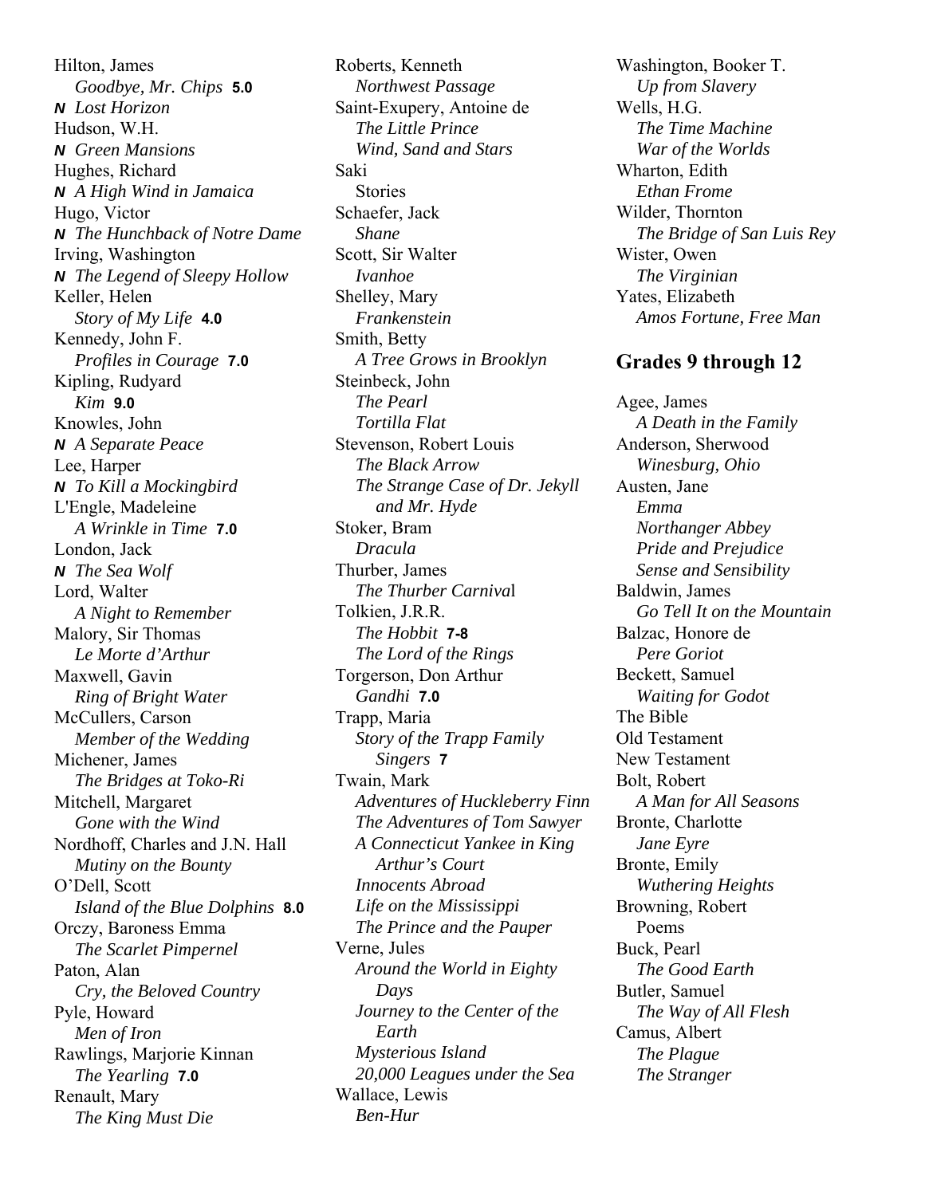Hilton, James
*Goodbye, Mr. Chips* **5.0**
***N*** *Lost Horizon*
Hudson, W.H.
***N*** *Green Mansions*
Hughes, Richard
***N*** *A High Wind in Jamaica*
Hugo, Victor
***N*** *The Hunchback of Notre Dame*
Irving, Washington
***N*** *The Legend of Sleepy Hollow*
Keller, Helen
*Story of My Life* **4.0**
Kennedy, John F.
*Profiles in Courage* **7.0**
Kipling, Rudyard
*Kim* **9.0**
Knowles, John
***N*** *A Separate Peace*
Lee, Harper
***N*** *To Kill a Mockingbird*
L'Engle, Madeleine
*A Wrinkle in Time* **7.0**
London, Jack
***N*** *The Sea Wolf*
Lord, Walter
*A Night to Remember*
Malory, Sir Thomas
*Le Morte d'Arthur*
Maxwell, Gavin
*Ring of Bright Water*
McCullers, Carson
*Member of the Wedding*
Michener, James
*The Bridges at Toko-Ri*
Mitchell, Margaret
*Gone with the Wind*
Nordhoff, Charles and J.N. Hall
*Mutiny on the Bounty*
O'Dell, Scott
*Island of the Blue Dolphins* **8.0**
Orczy, Baroness Emma
*The Scarlet Pimpernel*
Paton, Alan
*Cry, the Beloved Country*
Pyle, Howard
*Men of Iron*
Rawlings, Marjorie Kinnan
*The Yearling* **7.0**
Renault, Mary
*The King Must Die*

Roberts, Kenneth
*Northwest Passage*
Saint-Exupery, Antoine de
*The Little Prince*
*Wind, Sand and Stars*
Saki
Stories
Schaefer, Jack
*Shane*
Scott, Sir Walter
*Ivanhoe*
Shelley, Mary
*Frankenstein*
Smith, Betty
*A Tree Grows in Brooklyn*
Steinbeck, John
*The Pearl*
*Tortilla Flat*
Stevenson, Robert Louis
*The Black Arrow*
*The Strange Case of Dr. Jekyll and Mr. Hyde*
Stoker, Bram
*Dracula*
Thurber, James
*The Thurber Carnival*
Tolkien, J.R.R.
*The Hobbit* **7-8**
*The Lord of the Rings*
Torgerson, Don Arthur
*Gandhi* **7.0**
Trapp, Maria
*Story of the Trapp Family Singers* **7**
Twain, Mark
*Adventures of Huckleberry Finn*
*The Adventures of Tom Sawyer*
*A Connecticut Yankee in King Arthur's Court*
*Innocents Abroad*
*Life on the Mississippi*
*The Prince and the Pauper*
Verne, Jules
*Around the World in Eighty Days*
*Journey to the Center of the Earth*
*Mysterious Island*
*20,000 Leagues under the Sea*
Wallace, Lewis
*Ben-Hur*

Washington, Booker T.
*Up from Slavery*
Wells, H.G.
*The Time Machine*
*War of the Worlds*
Wharton, Edith
*Ethan Frome*
Wilder, Thornton
*The Bridge of San Luis Rey*
Wister, Owen
*The Virginian*
Yates, Elizabeth
*Amos Fortune, Free Man*

## Grades 9 through 12

Agee, James
*A Death in the Family*
Anderson, Sherwood
*Winesburg, Ohio*
Austen, Jane
*Emma*
*Northanger Abbey*
*Pride and Prejudice*
*Sense and Sensibility*
Baldwin, James
*Go Tell It on the Mountain*
Balzac, Honore de
*Pere Goriot*
Beckett, Samuel
*Waiting for Godot*
The Bible
Old Testament
New Testament
Bolt, Robert
*A Man for All Seasons*
Bronte, Charlotte
*Jane Eyre*
Bronte, Emily
*Wuthering Heights*
Browning, Robert
Poems
Buck, Pearl
*The Good Earth*
Butler, Samuel
*The Way of All Flesh*
Camus, Albert
*The Plague*
*The Stranger*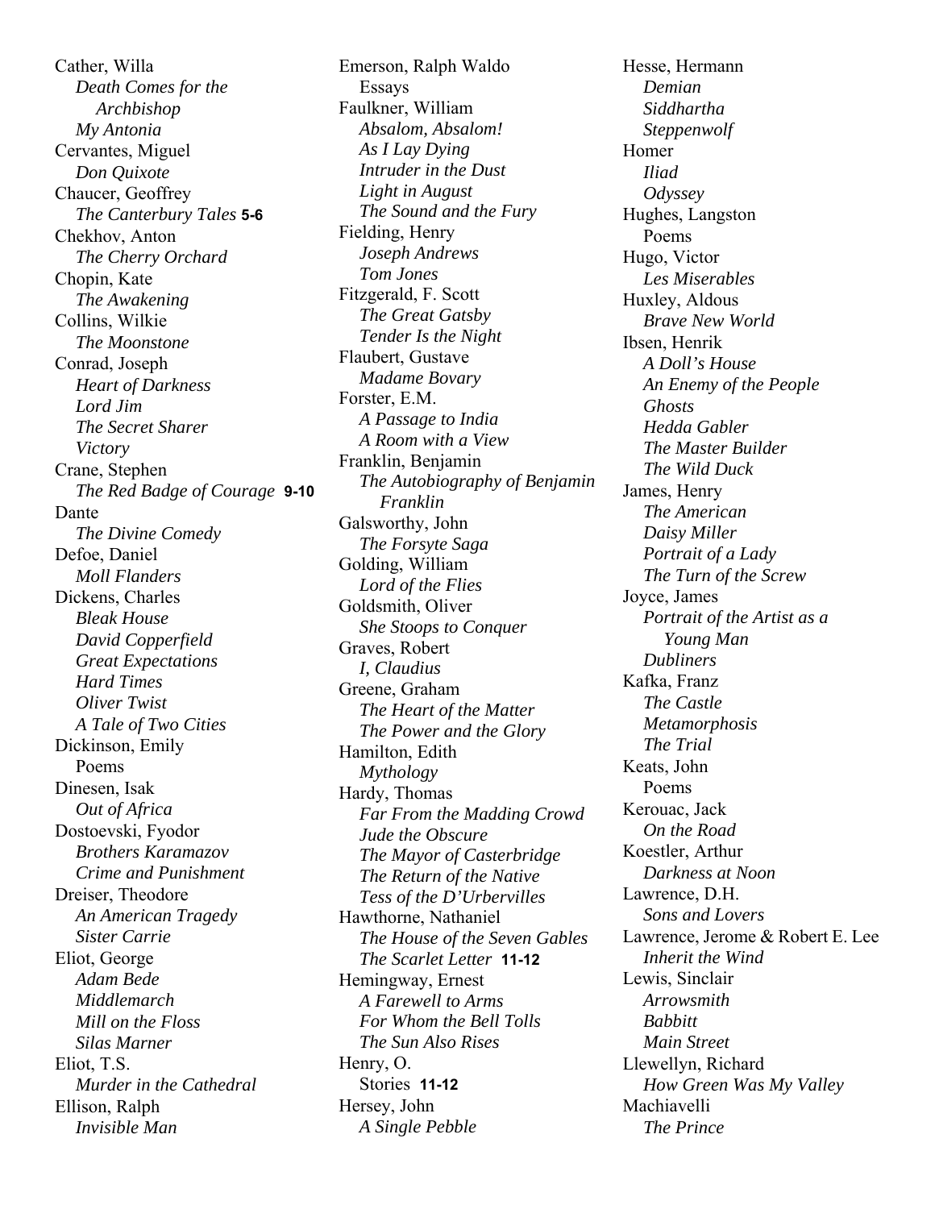Cather, Willa
- *Death Comes for the Archbishop*
- *My Antonia*

Cervantes, Miguel
- *Don Quixote*

Chaucer, Geoffrey
- *The Canterbury Tales* **5-6**

Chekhov, Anton
- *The Cherry Orchard*

Chopin, Kate
- *The Awakening*

Collins, Wilkie
- *The Moonstone*

Conrad, Joseph
- *Heart of Darkness*
- *Lord Jim*
- *The Secret Sharer*
- *Victory*

Crane, Stephen
- *The Red Badge of Courage* **9-10**

Dante
- *The Divine Comedy*

Defoe, Daniel
- *Moll Flanders*

Dickens, Charles
- *Bleak House*
- *David Copperfield*
- *Great Expectations*
- *Hard Times*
- *Oliver Twist*
- *A Tale of Two Cities*

Dickinson, Emily
- Poems

Dinesen, Isak
- *Out of Africa*

Dostoevski, Fyodor
- *Brothers Karamazov*
- *Crime and Punishment*

Dreiser, Theodore
- *An American Tragedy*
- *Sister Carrie*

Eliot, George
- *Adam Bede*
- *Middlemarch*
- *Mill on the Floss*
- *Silas Marner*

Eliot, T.S.
- *Murder in the Cathedral*

Ellison, Ralph
- *Invisible Man*

Emerson, Ralph Waldo
- Essays

Faulkner, William
- *Absalom, Absalom!*
- *As I Lay Dying*
- *Intruder in the Dust*
- *Light in August*
- *The Sound and the Fury*

Fielding, Henry
- *Joseph Andrews*
- *Tom Jones*

Fitzgerald, F. Scott
- *The Great Gatsby*
- *Tender Is the Night*

Flaubert, Gustave
- *Madame Bovary*

Forster, E.M.
- *A Passage to India*
- *A Room with a View*

Franklin, Benjamin
- *The Autobiography of Benjamin Franklin*

Galsworthy, John
- *The Forsyte Saga*

Golding, William
- *Lord of the Flies*

Goldsmith, Oliver
- *She Stoops to Conquer*

Graves, Robert
- *I, Claudius*

Greene, Graham
- *The Heart of the Matter*
- *The Power and the Glory*

Hamilton, Edith
- *Mythology*

Hardy, Thomas
- *Far From the Madding Crowd*
- *Jude the Obscure*
- *The Mayor of Casterbridge*
- *The Return of the Native*
- *Tess of the D'Urbervilles*

Hawthorne, Nathaniel
- *The House of the Seven Gables*
- *The Scarlet Letter* **11-12**

Hemingway, Ernest
- *A Farewell to Arms*
- *For Whom the Bell Tolls*
- *The Sun Also Rises*

Henry, O.
- Stories **11-12**

Hersey, John
- *A Single Pebble*

Hesse, Hermann
- *Demian*
- *Siddhartha*
- *Steppenwolf*

Homer
- *Iliad*
- *Odyssey*

Hughes, Langston
- Poems

Hugo, Victor
- *Les Miserables*

Huxley, Aldous
- *Brave New World*

Ibsen, Henrik
- *A Doll's House*
- *An Enemy of the People*
- *Ghosts*
- *Hedda Gabler*
- *The Master Builder*
- *The Wild Duck*

James, Henry
- *The American*
- *Daisy Miller*
- *Portrait of a Lady*
- *The Turn of the Screw*

Joyce, James
- *Portrait of the Artist as a Young Man*
- *Dubliners*

Kafka, Franz
- *The Castle*
- *Metamorphosis*
- *The Trial*

Keats, John
- Poems

Kerouac, Jack
- *On the Road*

Koestler, Arthur
- *Darkness at Noon*

Lawrence, D.H.
- *Sons and Lovers*

Lawrence, Jerome & Robert E. Lee
- *Inherit the Wind*

Lewis, Sinclair
- *Arrowsmith*
- *Babbitt*
- *Main Street*

Llewellyn, Richard
- *How Green Was My Valley*

Machiavelli
- *The Prince*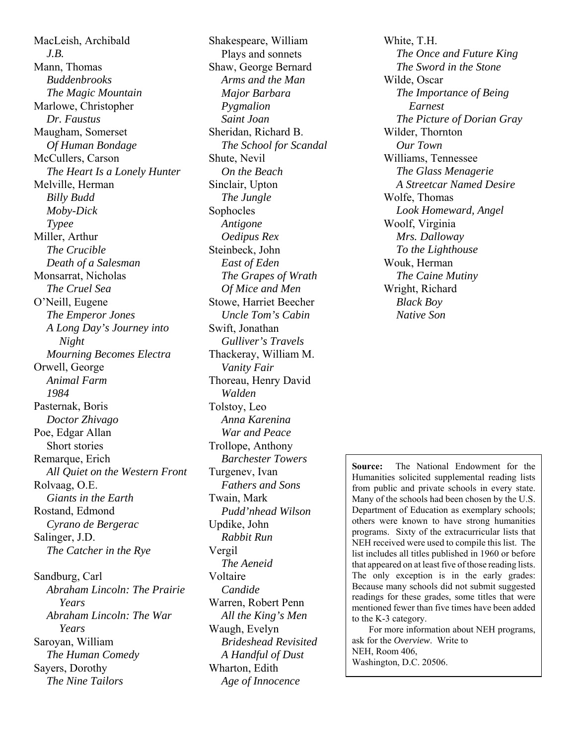MacLeish, Archibald
*J.B.*
Mann, Thomas
*Buddenbrooks*
*The Magic Mountain*
Marlowe, Christopher
*Dr. Faustus*
Maugham, Somerset
*Of Human Bondage*
McCullers, Carson
*The Heart Is a Lonely Hunter*
Melville, Herman
*Billy Budd*
*Moby-Dick*
*Typee*
Miller, Arthur
*The Crucible*
*Death of a Salesman*
Monsarrat, Nicholas
*The Cruel Sea*
O'Neill, Eugene
*The Emperor Jones*
*A Long Day's Journey into Night*
*Mourning Becomes Electra*
Orwell, George
*Animal Farm*
*1984*
Pasternak, Boris
*Doctor Zhivago*
Poe, Edgar Allan
Short stories
Remarque, Erich
*All Quiet on the Western Front*
Rolvaag, O.E.
*Giants in the Earth*
Rostand, Edmond
*Cyrano de Bergerac*
Salinger, J.D.
*The Catcher in the Rye*

Sandburg, Carl
*Abraham Lincoln: The Prairie Years*
*Abraham Lincoln: The War Years*
Saroyan, William
*The Human Comedy*
Sayers, Dorothy
*The Nine Tailors*
Shakespeare, William
Plays and sonnets
Shaw, George Bernard
*Arms and the Man*
*Major Barbara*
*Pygmalion*
*Saint Joan*
Sheridan, Richard B.
*The School for Scandal*
Shute, Nevil
*On the Beach*
Sinclair, Upton
*The Jungle*
Sophocles
*Antigone*
*Oedipus Rex*
Steinbeck, John
*East of Eden*
*The Grapes of Wrath*
*Of Mice and Men*
Stowe, Harriet Beecher
*Uncle Tom's Cabin*
Swift, Jonathan
*Gulliver's Travels*
Thackeray, William M.
*Vanity Fair*
Thoreau, Henry David
*Walden*
Tolstoy, Leo
*Anna Karenina*
*War and Peace*
Trollope, Anthony
*Barchester Towers*
Turgenev, Ivan
*Fathers and Sons*
Twain, Mark
*Pudd'nhead Wilson*
Updike, John
*Rabbit Run*
Vergil
*The Aeneid*
Voltaire
*Candide*
Warren, Robert Penn
*All the King's Men*
Waugh, Evelyn
*Brideshead Revisited*
*A Handful of Dust*
Wharton, Edith
*Age of Innocence*
White, T.H.
*The Once and Future King*
*The Sword in the Stone*
Wilde, Oscar
*The Importance of Being Earnest*
*The Picture of Dorian Gray*
Wilder, Thornton
*Our Town*
Williams, Tennessee
*The Glass Menagerie*
*A Streetcar Named Desire*
Wolfe, Thomas
*Look Homeward, Angel*
Woolf, Virginia
*Mrs. Dalloway*
*To the Lighthouse*
Wouk, Herman
*The Caine Mutiny*
Wright, Richard
*Black Boy*
*Native Son*

**Source:** The National Endowment for the Humanities solicited supplemental reading lists from public and private schools in every state. Many of the schools had been chosen by the U.S. Department of Education as exemplary schools; others were known to have strong humanities programs. Sixty of the extracurricular lists that NEH received were used to compile this list. The list includes all titles published in 1960 or before that appeared on at least five of those reading lists. The only exception is in the early grades: Because many schools did not submit suggested readings for these grades, some titles that were mentioned fewer than five times have been added to the K-3 category.

For more information about NEH programs, ask for the *Overview*. Write to
NEH, Room 406,
Washington, D.C. 20506.